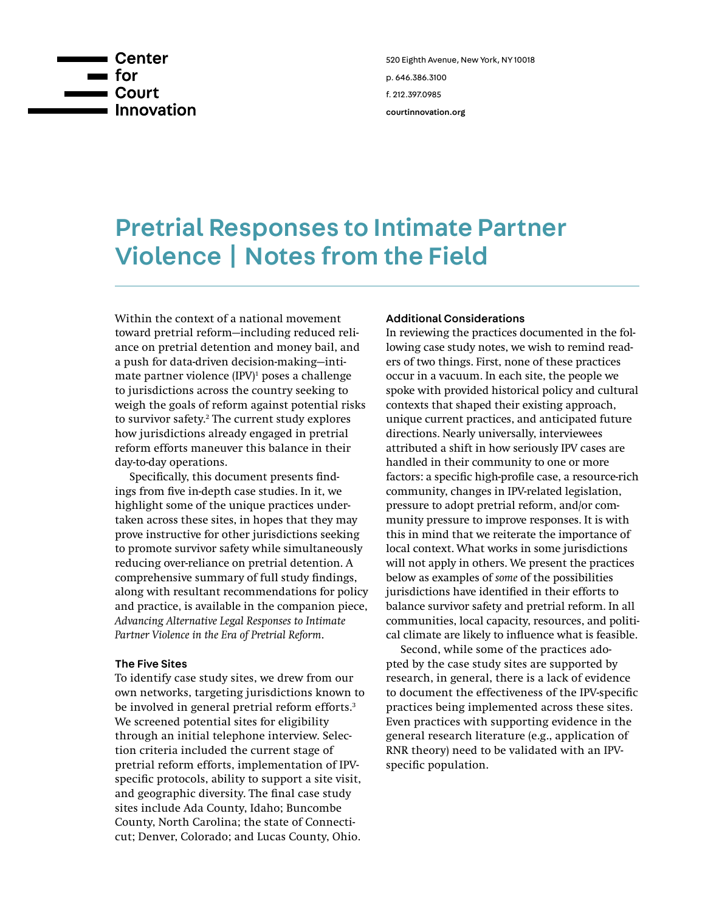Center for Court Innovation

520 Eighth Avenue, New York, NY 10018

p. 646.386.3100

f. 212.397.0985

courtinnovation.org

# Pretrial Responses to Intimate Partner Violence | Notes from the Field

Within the context of a national movement toward pretrial reform—including reduced reliance on pretrial detention and money bail, and a push for data-driven decision-making—intimate partner violence (IPV)[1] poses a challenge to jurisdictions across the country seeking to weigh the goals of reform against potential risks to survivor safety.[2] The current study explores how jurisdictions already engaged in pretrial reform efforts maneuver this balance in their day-to-day operations.

Specifically, this document presents findings from five in-depth case studies. In it, we highlight some of the unique practices undertaken across these sites, in hopes that they may prove instructive for other jurisdictions seeking to promote survivor safety while simultaneously reducing over-reliance on pretrial detention. A comprehensive summary of full study findings, along with resultant recommendations for policy and practice, is available in the companion piece, *Advancing Alternative Legal Responses to Intimate Partner Violence in the Era of Pretrial Reform*.

### The Five Sites

To identify case study sites, we drew from our own networks, targeting jurisdictions known to be involved in general pretrial reform efforts.[3] We screened potential sites for eligibility through an initial telephone interview. Selection criteria included the current stage of pretrial reform efforts, implementation of IPV-specific protocols, ability to support a site visit, and geographic diversity. The final case study sites include Ada County, Idaho; Buncombe County, North Carolina; the state of Connecticut; Denver, Colorado; and Lucas County, Ohio.

### Additional Considerations

In reviewing the practices documented in the following case study notes, we wish to remind readers of two things. First, none of these practices occur in a vacuum. In each site, the people we spoke with provided historical policy and cultural contexts that shaped their existing approach, unique current practices, and anticipated future directions. Nearly universally, interviewees attributed a shift in how seriously IPV cases are handled in their community to one or more factors: a specific high-profile case, a resource-rich community, changes in IPV-related legislation, pressure to adopt pretrial reform, and/or community pressure to improve responses. It is with this in mind that we reiterate the importance of local context. What works in some jurisdictions will not apply in others. We present the practices below as examples of *some* of the possibilities jurisdictions have identified in their efforts to balance survivor safety and pretrial reform. In all communities, local capacity, resources, and political climate are likely to influence what is feasible.

Second, while some of the practices adopted by the case study sites are supported by research, in general, there is a lack of evidence to document the effectiveness of the IPV-specific practices being implemented across these sites. Even practices with supporting evidence in the general research literature (e.g., application of RNR theory) need to be validated with an IPV-specific population.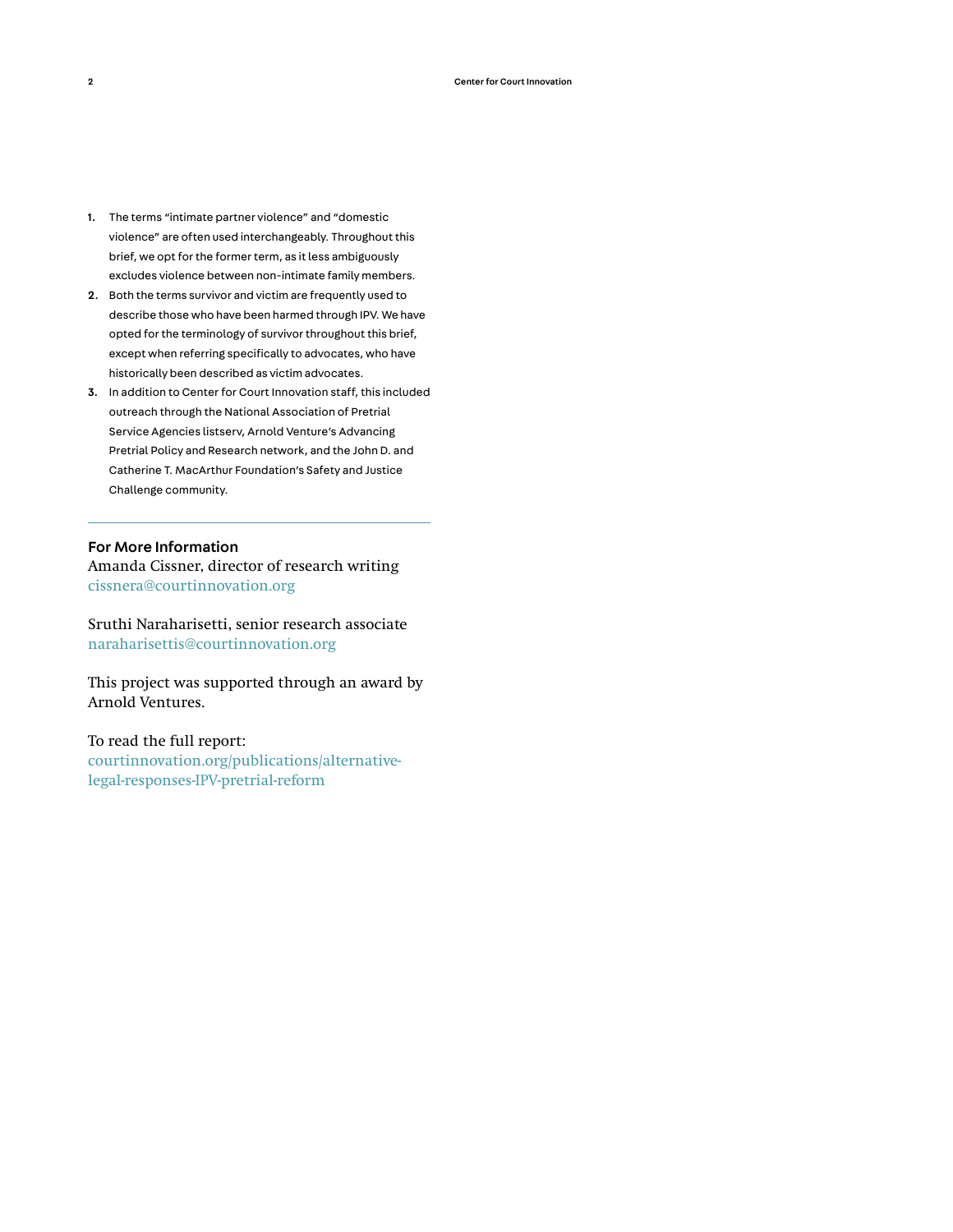1. The terms "intimate partner violence" and "domestic violence" are often used interchangeably. Throughout this brief, we opt for the former term, as it less ambiguously excludes violence between non-intimate family members.
2. Both the terms survivor and victim are frequently used to describe those who have been harmed through IPV. We have opted for the terminology of survivor throughout this brief, except when referring specifically to advocates, who have historically been described as victim advocates.
3. In addition to Center for Court Innovation staff, this included outreach through the National Association of Pretrial Service Agencies listserv, Arnold Venture's Advancing Pretrial Policy and Research network, and the John D. and Catherine T. MacArthur Foundation's Safety and Justice Challenge community.

---

### For More Information

Amanda Cissner, director of research writing
cissnera@courtinnovation.org

Sruthi Naraharisetti, senior research associate
naraharisettis@courtinnovation.org

This project was supported through an award by Arnold Ventures.

To read the full report:
courtinnovation.org/publications/alternative-legal-responses-IPV-pretrial-reform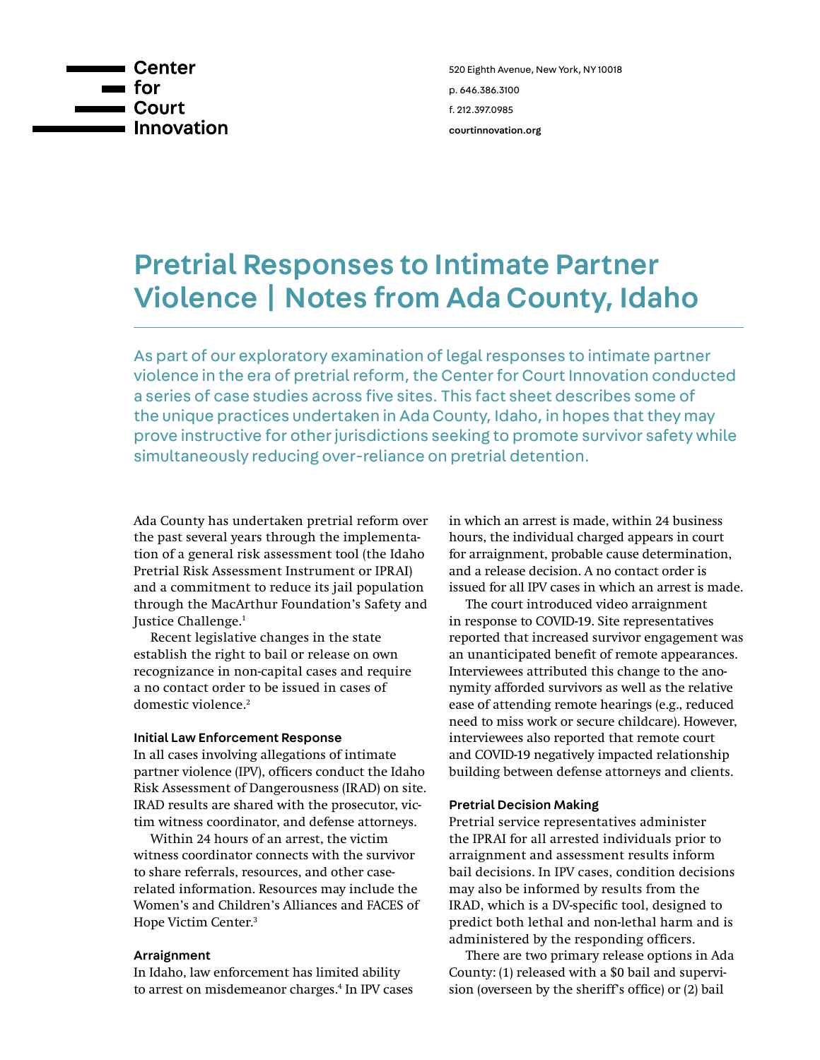Center for Court Innovation

520 Eighth Avenue, New York, NY 10018

p. 646.386.3100

f. 212.397.0985

courtinnovation.org

# Pretrial Responses to Intimate Partner Violence | Notes from Ada County, Idaho

As part of our exploratory examination of legal responses to intimate partner violence in the era of pretrial reform, the Center for Court Innovation conducted a series of case studies across five sites. This fact sheet describes some of the unique practices undertaken in Ada County, Idaho, in hopes that they may prove instructive for other jurisdictions seeking to promote survivor safety while simultaneously reducing over-reliance on pretrial detention.

Ada County has undertaken pretrial reform over the past several years through the implementation of a general risk assessment tool (the Idaho Pretrial Risk Assessment Instrument or IPRAI) and a commitment to reduce its jail population through the MacArthur Foundation's Safety and Justice Challenge.[1]

Recent legislative changes in the state establish the right to bail or release on own recognizance in non-capital cases and require a no contact order to be issued in cases of domestic violence.[2]

#### Initial Law Enforcement Response

In all cases involving allegations of intimate partner violence (IPV), officers conduct the Idaho Risk Assessment of Dangerousness (IRAD) on site. IRAD results are shared with the prosecutor, victim witness coordinator, and defense attorneys.

Within 24 hours of an arrest, the victim witness coordinator connects with the survivor to share referrals, resources, and other case-related information. Resources may include the Women's and Children's Alliances and FACES of Hope Victim Center.[3]

#### Arraignment

In Idaho, law enforcement has limited ability to arrest on misdemeanor charges.[4] In IPV cases in which an arrest is made, within 24 business hours, the individual charged appears in court for arraignment, probable cause determination, and a release decision. A no contact order is issued for all IPV cases in which an arrest is made.

The court introduced video arraignment in response to COVID-19. Site representatives reported that increased survivor engagement was an unanticipated benefit of remote appearances. Interviewees attributed this change to the anonymity afforded survivors as well as the relative ease of attending remote hearings (e.g., reduced need to miss work or secure childcare). However, interviewees also reported that remote court and COVID-19 negatively impacted relationship building between defense attorneys and clients.

#### Pretrial Decision Making

Pretrial service representatives administer the IPRAI for all arrested individuals prior to arraignment and assessment results inform bail decisions. In IPV cases, condition decisions may also be informed by results from the IRAD, which is a DV-specific tool, designed to predict both lethal and non-lethal harm and is administered by the responding officers.

There are two primary release options in Ada County: (1) released with a $0 bail and supervision (overseen by the sheriff's office) or (2) bail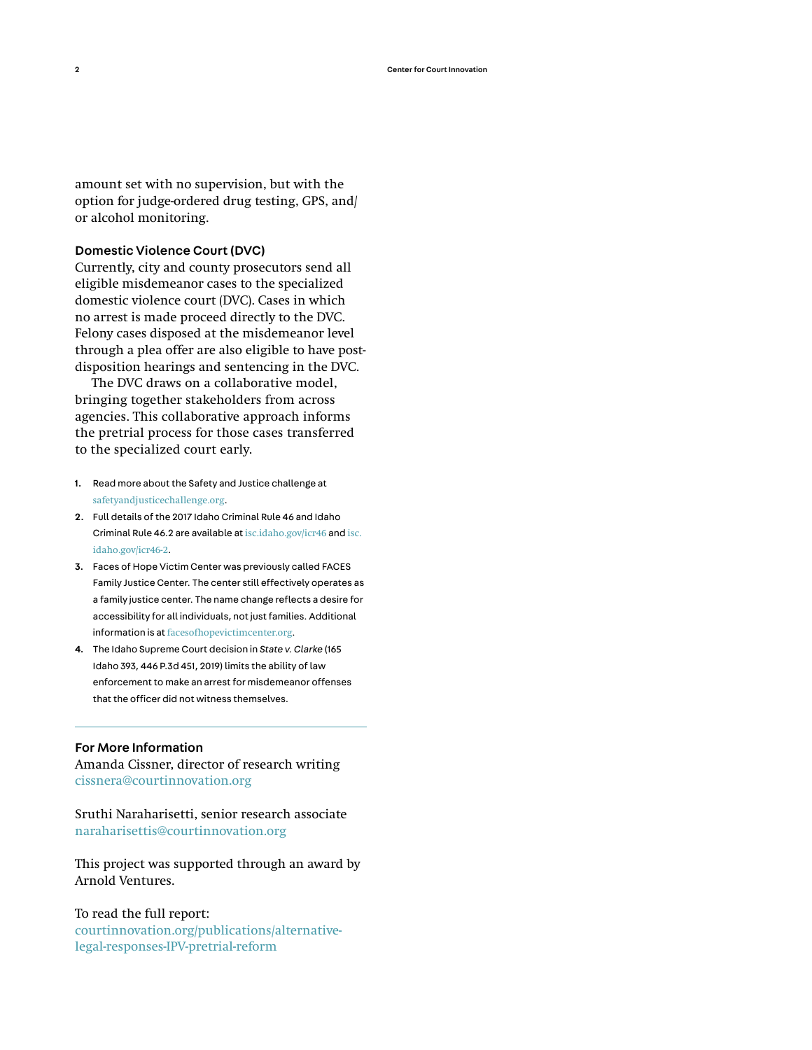amount set with no supervision, but with the option for judge-ordered drug testing, GPS, and/or alcohol monitoring.

### Domestic Violence Court (DVC)

Currently, city and county prosecutors send all eligible misdemeanor cases to the specialized domestic violence court (DVC). Cases in which no arrest is made proceed directly to the DVC. Felony cases disposed at the misdemeanor level through a plea offer are also eligible to have post-disposition hearings and sentencing in the DVC.

The DVC draws on a collaborative model, bringing together stakeholders from across agencies. This collaborative approach informs the pretrial process for those cases transferred to the specialized court early.

1. Read more about the Safety and Justice challenge at safetyandjusticechallenge.org.
2. Full details of the 2017 Idaho Criminal Rule 46 and Idaho Criminal Rule 46.2 are available at isc.idaho.gov/icr46 and isc.idaho.gov/icr46-2.
3. Faces of Hope Victim Center was previously called FACES Family Justice Center. The center still effectively operates as a family justice center. The name change reflects a desire for accessibility for all individuals, not just families. Additional information is at facesofhopevictimcenter.org.
4. The Idaho Supreme Court decision in *State v. Clarke* (165 Idaho 393, 446 P.3d 451, 2019) limits the ability of law enforcement to make an arrest for misdemeanor offenses that the officer did not witness themselves.

---

### For More Information

Amanda Cissner, director of research writing
cissnera@courtinnovation.org

Sruthi Naraharisetti, senior research associate
naraharisettis@courtinnovation.org

This project was supported through an award by Arnold Ventures.

To read the full report:
courtinnovation.org/publications/alternative-legal-responses-IPV-pretrial-reform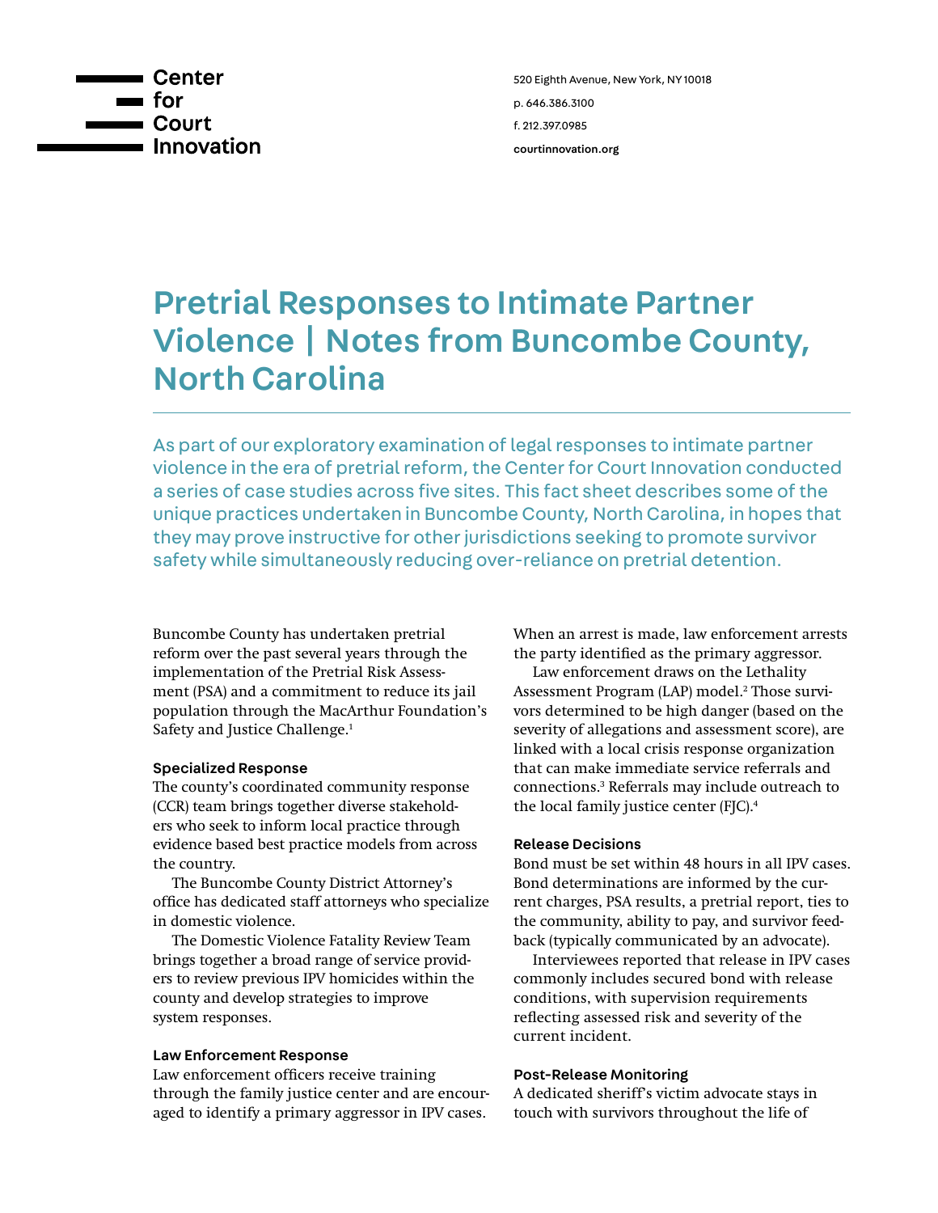Center for Court Innovation

520 Eighth Avenue, New York, NY 10018
p. 646.386.3100
f. 212.397.0985
courtinnovation.org

# Pretrial Responses to Intimate Partner Violence | Notes from Buncombe County, North Carolina

As part of our exploratory examination of legal responses to intimate partner violence in the era of pretrial reform, the Center for Court Innovation conducted a series of case studies across five sites. This fact sheet describes some of the unique practices undertaken in Buncombe County, North Carolina, in hopes that they may prove instructive for other jurisdictions seeking to promote survivor safety while simultaneously reducing over-reliance on pretrial detention.

Buncombe County has undertaken pretrial reform over the past several years through the implementation of the Pretrial Risk Assessment (PSA) and a commitment to reduce its jail population through the MacArthur Foundation's Safety and Justice Challenge.[1]

### Specialized Response

The county's coordinated community response (CCR) team brings together diverse stakeholders who seek to inform local practice through evidence based best practice models from across the country.

The Buncombe County District Attorney's office has dedicated staff attorneys who specialize in domestic violence.

The Domestic Violence Fatality Review Team brings together a broad range of service providers to review previous IPV homicides within the county and develop strategies to improve system responses.

### Law Enforcement Response

Law enforcement officers receive training through the family justice center and are encouraged to identify a primary aggressor in IPV cases. When an arrest is made, law enforcement arrests the party identified as the primary aggressor.

Law enforcement draws on the Lethality Assessment Program (LAP) model.[2] Those survivors determined to be high danger (based on the severity of allegations and assessment score), are linked with a local crisis response organization that can make immediate service referrals and connections.[3] Referrals may include outreach to the local family justice center (FJC).[4]

### Release Decisions

Bond must be set within 48 hours in all IPV cases. Bond determinations are informed by the current charges, PSA results, a pretrial report, ties to the community, ability to pay, and survivor feedback (typically communicated by an advocate).

Interviewees reported that release in IPV cases commonly includes secured bond with release conditions, with supervision requirements reflecting assessed risk and severity of the current incident.

### Post-Release Monitoring

A dedicated sheriff's victim advocate stays in touch with survivors throughout the life of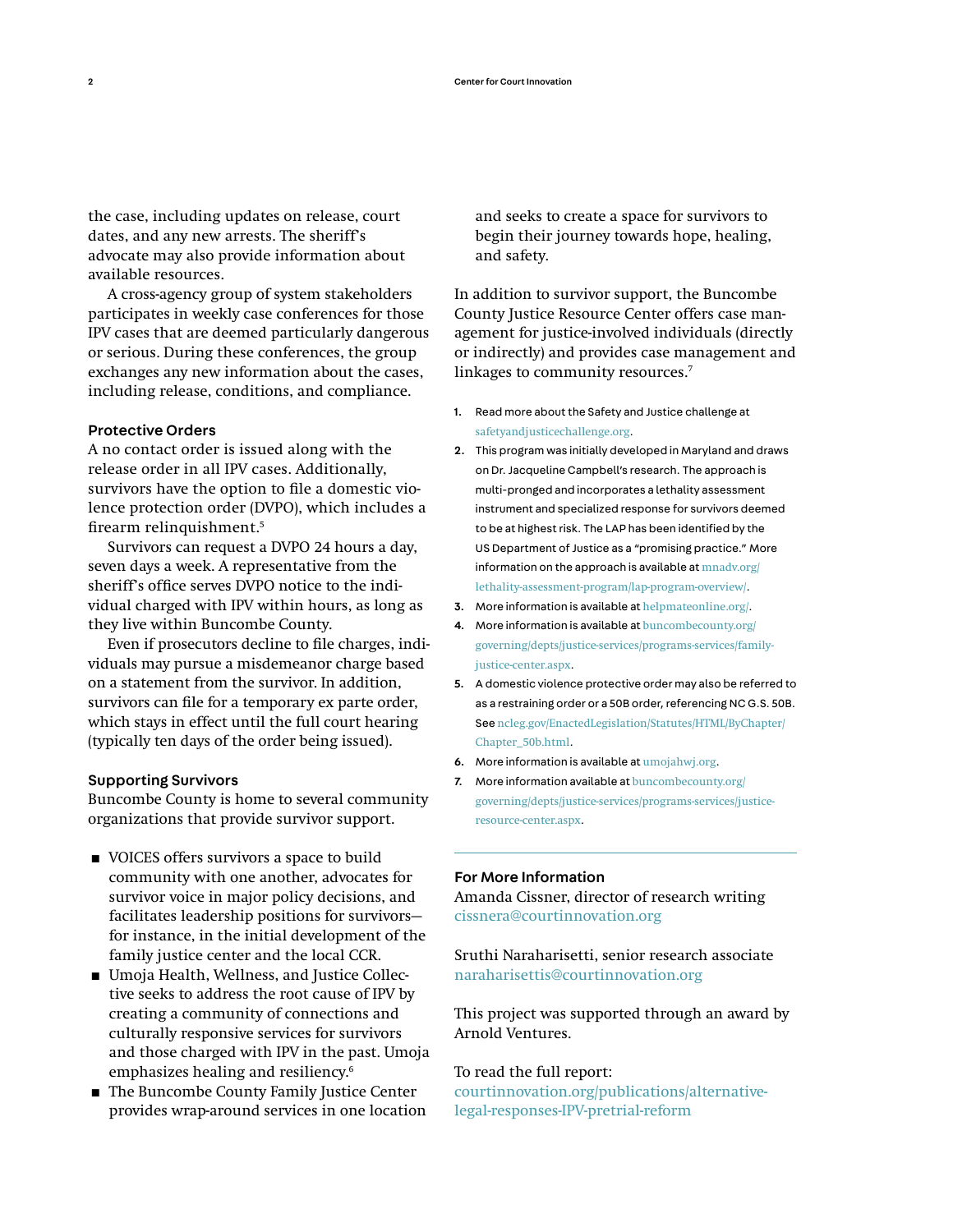the case, including updates on release, court dates, and any new arrests. The sheriff's advocate may also provide information about available resources.

A cross-agency group of system stakeholders participates in weekly case conferences for those IPV cases that are deemed particularly dangerous or serious. During these conferences, the group exchanges any new information about the cases, including release, conditions, and compliance.

### Protective Orders

A no contact order is issued along with the release order in all IPV cases. Additionally, survivors have the option to file a domestic violence protection order (DVPO), which includes a firearm relinquishment.[5]

Survivors can request a DVPO 24 hours a day, seven days a week. A representative from the sheriff's office serves DVPO notice to the individual charged with IPV within hours, as long as they live within Buncombe County.

Even if prosecutors decline to file charges, individuals may pursue a misdemeanor charge based on a statement from the survivor. In addition, survivors can file for a temporary ex parte order, which stays in effect until the full court hearing (typically ten days of the order being issued).

### Supporting Survivors

Buncombe County is home to several community organizations that provide survivor support.

- VOICES offers survivors a space to build community with one another, advocates for survivor voice in major policy decisions, and facilitates leadership positions for survivors—for instance, in the initial development of the family justice center and the local CCR.
- Umoja Health, Wellness, and Justice Collective seeks to address the root cause of IPV by creating a community of connections and culturally responsive services for survivors and those charged with IPV in the past. Umoja emphasizes healing and resiliency.[6]
- The Buncombe County Family Justice Center provides wrap-around services in one location and seeks to create a space for survivors to begin their journey towards hope, healing, and safety.

In addition to survivor support, the Buncombe County Justice Resource Center offers case management for justice-involved individuals (directly or indirectly) and provides case management and linkages to community resources.[7]

1. Read more about the Safety and Justice challenge at safetyandjusticechallenge.org.
2. This program was initially developed in Maryland and draws on Dr. Jacqueline Campbell's research. The approach is multi-pronged and incorporates a lethality assessment instrument and specialized response for survivors deemed to be at highest risk. The LAP has been identified by the US Department of Justice as a "promising practice." More information on the approach is available at mnadv.org/lethality-assessment-program/lap-program-overview/.
3. More information is available at helpmateonline.org/.
4. More information is available at buncombecounty.org/governing/depts/justice-services/programs-services/family-justice-center.aspx.
5. A domestic violence protective order may also be referred to as a restraining order or a 50B order, referencing NC G.S. 50B. See ncleg.gov/EnactedLegislation/Statutes/HTML/ByChapter/Chapter_50b.html.
6. More information is available at umojahwj.org.
7. More information available at buncombecounty.org/governing/depts/justice-services/programs-services/justice-resource-center.aspx.

---

### For More Information

Amanda Cissner, director of research writing
cissnera@courtinnovation.org

Sruthi Naraharisetti, senior research associate
naraharisettis@courtinnovation.org

This project was supported through an award by Arnold Ventures.

To read the full report:
courtinnovation.org/publications/alternative-legal-responses-IPV-pretrial-reform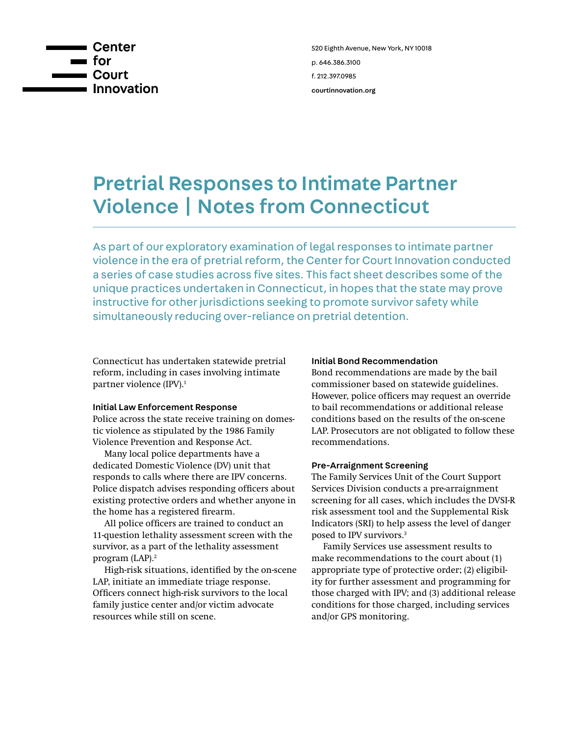Center for Court Innovation

520 Eighth Avenue, New York, NY 10018

p. 646.386.3100

f. 212.397.0985

courtinnovation.org

# Pretrial Responses to Intimate Partner Violence | Notes from Connecticut

As part of our exploratory examination of legal responses to intimate partner violence in the era of pretrial reform, the Center for Court Innovation conducted a series of case studies across five sites. This fact sheet describes some of the unique practices undertaken in Connecticut, in hopes that the state may prove instructive for other jurisdictions seeking to promote survivor safety while simultaneously reducing over-reliance on pretrial detention.

Connecticut has undertaken statewide pretrial reform, including in cases involving intimate partner violence (IPV).[1]

### Initial Law Enforcement Response

Police across the state receive training on domestic violence as stipulated by the 1986 Family Violence Prevention and Response Act.

Many local police departments have a dedicated Domestic Violence (DV) unit that responds to calls where there are IPV concerns. Police dispatch advises responding officers about existing protective orders and whether anyone in the home has a registered firearm.

All police officers are trained to conduct an 11-question lethality assessment screen with the survivor, as a part of the lethality assessment program (LAP).[2]

High-risk situations, identified by the on-scene LAP, initiate an immediate triage response. Officers connect high-risk survivors to the local family justice center and/or victim advocate resources while still on scene.

### Initial Bond Recommendation

Bond recommendations are made by the bail commissioner based on statewide guidelines. However, police officers may request an override to bail recommendations or additional release conditions based on the results of the on-scene LAP. Prosecutors are not obligated to follow these recommendations.

### Pre-Arraignment Screening

The Family Services Unit of the Court Support Services Division conducts a pre-arraignment screening for all cases, which includes the DVSI-R risk assessment tool and the Supplemental Risk Indicators (SRI) to help assess the level of danger posed to IPV survivors.[3]

Family Services use assessment results to make recommendations to the court about (1) appropriate type of protective order; (2) eligibility for further assessment and programming for those charged with IPV; and (3) additional release conditions for those charged, including services and/or GPS monitoring.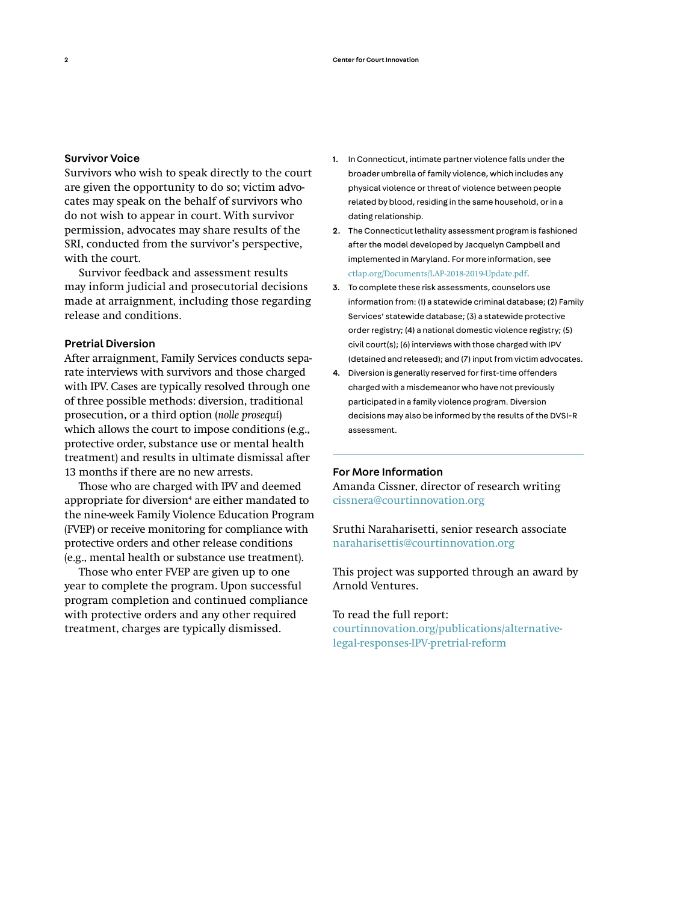## Survivor Voice

Survivors who wish to speak directly to the court are given the opportunity to do so; victim advocates may speak on the behalf of survivors who do not wish to appear in court. With survivor permission, advocates may share results of the SRI, conducted from the survivor's perspective, with the court.

Survivor feedback and assessment results may inform judicial and prosecutorial decisions made at arraignment, including those regarding release and conditions.

## Pretrial Diversion

After arraignment, Family Services conducts separate interviews with survivors and those charged with IPV. Cases are typically resolved through one of three possible methods: diversion, traditional prosecution, or a third option (*nolle prosequi*) which allows the court to impose conditions (e.g., protective order, substance use or mental health treatment) and results in ultimate dismissal after 13 months if there are no new arrests.

Those who are charged with IPV and deemed appropriate for diversion[4] are either mandated to the nine-week Family Violence Education Program (FVEP) or receive monitoring for compliance with protective orders and other release conditions (e.g., mental health or substance use treatment).

Those who enter FVEP are given up to one year to complete the program. Upon successful program completion and continued compliance with protective orders and any other required treatment, charges are typically dismissed.

1. In Connecticut, intimate partner violence falls under the broader umbrella of family violence, which includes any physical violence or threat of violence between people related by blood, residing in the same household, or in a dating relationship.
2. The Connecticut lethality assessment program is fashioned after the model developed by Jacquelyn Campbell and implemented in Maryland. For more information, see ctlap.org/Documents/LAP-2018-2019-Update.pdf.
3. To complete these risk assessments, counselors use information from: (1) a statewide criminal database; (2) Family Services' statewide database; (3) a statewide protective order registry; (4) a national domestic violence registry; (5) civil court(s); (6) interviews with those charged with IPV (detained and released); and (7) input from victim advocates.
4. Diversion is generally reserved for first-time offenders charged with a misdemeanor who have not previously participated in a family violence program. Diversion decisions may also be informed by the results of the DVSI-R assessment.

## For More Information

Amanda Cissner, director of research writing
cissnera@courtinnovation.org

Sruthi Naraharisetti, senior research associate
naraharisettis@courtinnovation.org

This project was supported through an award by Arnold Ventures.

To read the full report:
courtinnovation.org/publications/alternative-legal-responses-IPV-pretrial-reform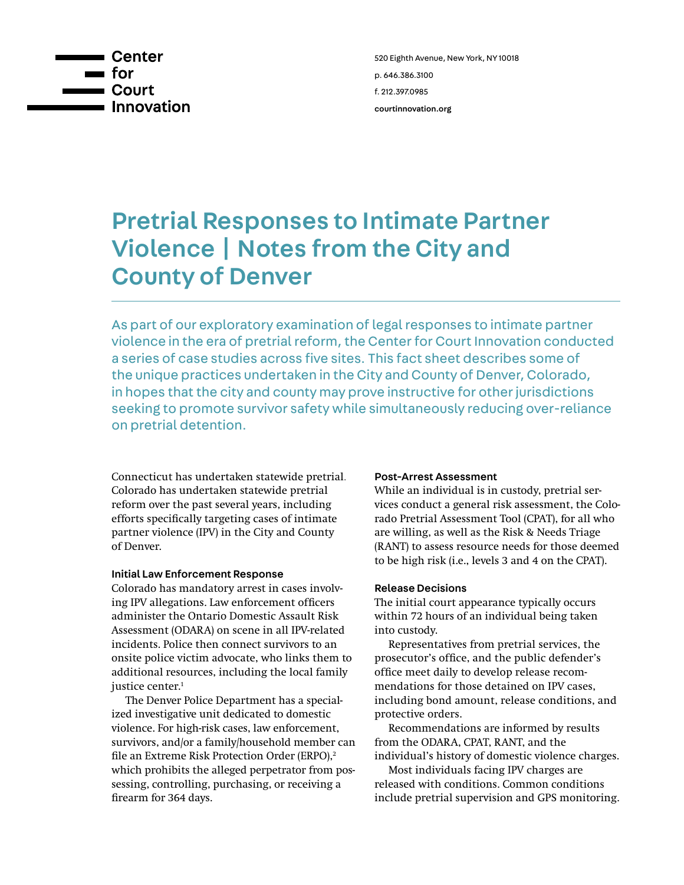Center for Court Innovation

520 Eighth Avenue, New York, NY 10018

p. 646.386.3100

f. 212.397.0985

courtinnovation.org

# Pretrial Responses to Intimate Partner Violence | Notes from the City and County of Denver

As part of our exploratory examination of legal responses to intimate partner violence in the era of pretrial reform, the Center for Court Innovation conducted a series of case studies across five sites. This fact sheet describes some of the unique practices undertaken in the City and County of Denver, Colorado, in hopes that the city and county may prove instructive for other jurisdictions seeking to promote survivor safety while simultaneously reducing over-reliance on pretrial detention.

Connecticut has undertaken statewide pretrial. Colorado has undertaken statewide pretrial reform over the past several years, including efforts specifically targeting cases of intimate partner violence (IPV) in the City and County of Denver.

### Initial Law Enforcement Response

Colorado has mandatory arrest in cases involving IPV allegations. Law enforcement officers administer the Ontario Domestic Assault Risk Assessment (ODARA) on scene in all IPV-related incidents. Police then connect survivors to an onsite police victim advocate, who links them to additional resources, including the local family justice center.[1]

The Denver Police Department has a specialized investigative unit dedicated to domestic violence. For high-risk cases, law enforcement, survivors, and/or a family/household member can file an Extreme Risk Protection Order (ERPO),[2] which prohibits the alleged perpetrator from possessing, controlling, purchasing, or receiving a firearm for 364 days.

### Post-Arrest Assessment

While an individual is in custody, pretrial services conduct a general risk assessment, the Colorado Pretrial Assessment Tool (CPAT), for all who are willing, as well as the Risk & Needs Triage (RANT) to assess resource needs for those deemed to be high risk (i.e., levels 3 and 4 on the CPAT).

### Release Decisions

The initial court appearance typically occurs within 72 hours of an individual being taken into custody.

Representatives from pretrial services, the prosecutor's office, and the public defender's office meet daily to develop release recommendations for those detained on IPV cases, including bond amount, release conditions, and protective orders.

Recommendations are informed by results from the ODARA, CPAT, RANT, and the individual's history of domestic violence charges.

Most individuals facing IPV charges are released with conditions. Common conditions include pretrial supervision and GPS monitoring.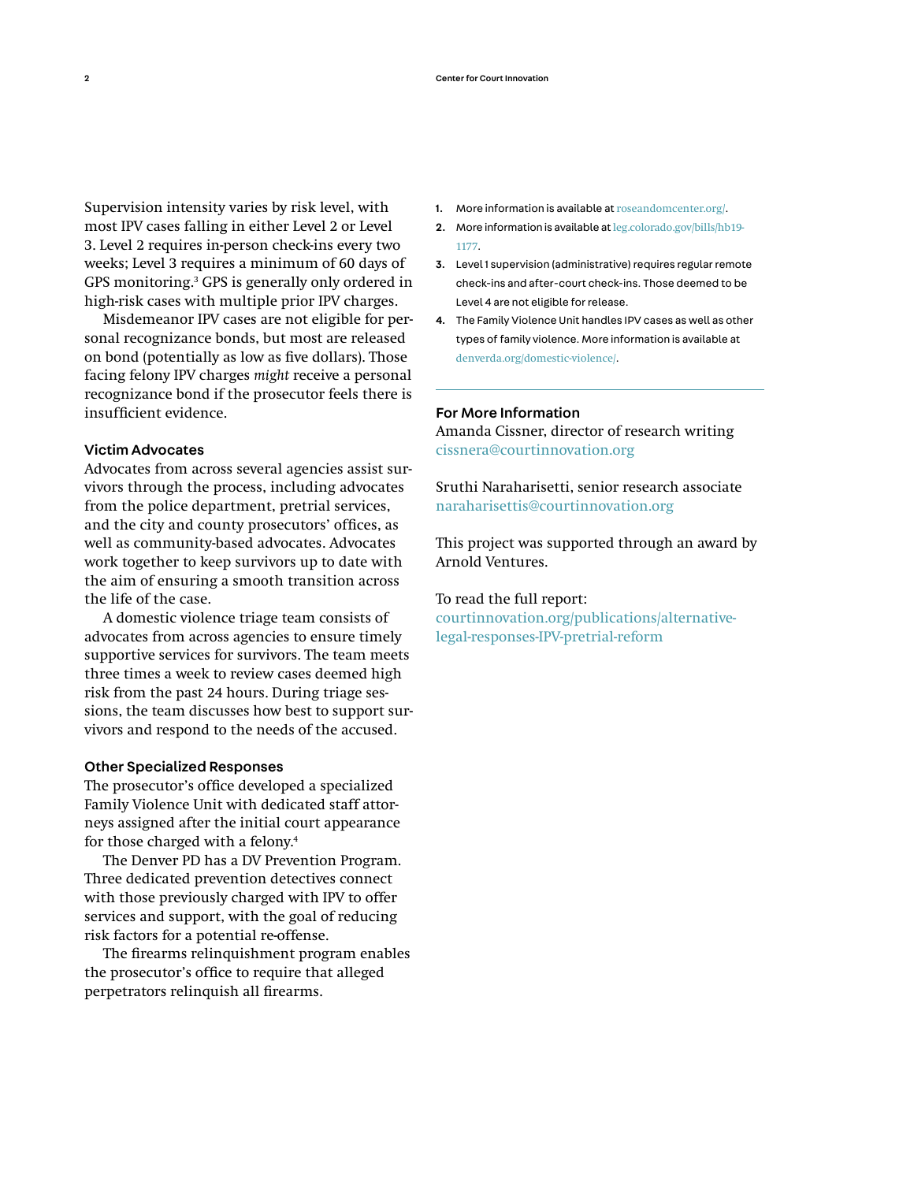Supervision intensity varies by risk level, with most IPV cases falling in either Level 2 or Level 3. Level 2 requires in-person check-ins every two weeks; Level 3 requires a minimum of 60 days of GPS monitoring.[3] GPS is generally only ordered in high-risk cases with multiple prior IPV charges.

Misdemeanor IPV cases are not eligible for personal recognizance bonds, but most are released on bond (potentially as low as five dollars). Those facing felony IPV charges *might* receive a personal recognizance bond if the prosecutor feels there is insufficient evidence.

### Victim Advocates

Advocates from across several agencies assist survivors through the process, including advocates from the police department, pretrial services, and the city and county prosecutors' offices, as well as community-based advocates. Advocates work together to keep survivors up to date with the aim of ensuring a smooth transition across the life of the case.

A domestic violence triage team consists of advocates from across agencies to ensure timely supportive services for survivors. The team meets three times a week to review cases deemed high risk from the past 24 hours. During triage sessions, the team discusses how best to support survivors and respond to the needs of the accused.

### Other Specialized Responses

The prosecutor's office developed a specialized Family Violence Unit with dedicated staff attorneys assigned after the initial court appearance for those charged with a felony.[4]

The Denver PD has a DV Prevention Program. Three dedicated prevention detectives connect with those previously charged with IPV to offer services and support, with the goal of reducing risk factors for a potential re-offense.

The firearms relinquishment program enables the prosecutor's office to require that alleged perpetrators relinquish all firearms.

1. More information is available at roseandomcenter.org/.
2. More information is available at leg.colorado.gov/bills/hb19-1177.
3. Level 1 supervision (administrative) requires regular remote check-ins and after-court check-ins. Those deemed to be Level 4 are not eligible for release.
4. The Family Violence Unit handles IPV cases as well as other types of family violence. More information is available at denverda.org/domestic-violence/.

---

### For More Information

Amanda Cissner, director of research writing
cissnera@courtinnovation.org

Sruthi Naraharisetti, senior research associate
naraharisettis@courtinnovation.org

This project was supported through an award by Arnold Ventures.

To read the full report:
courtinnovation.org/publications/alternative-legal-responses-IPV-pretrial-reform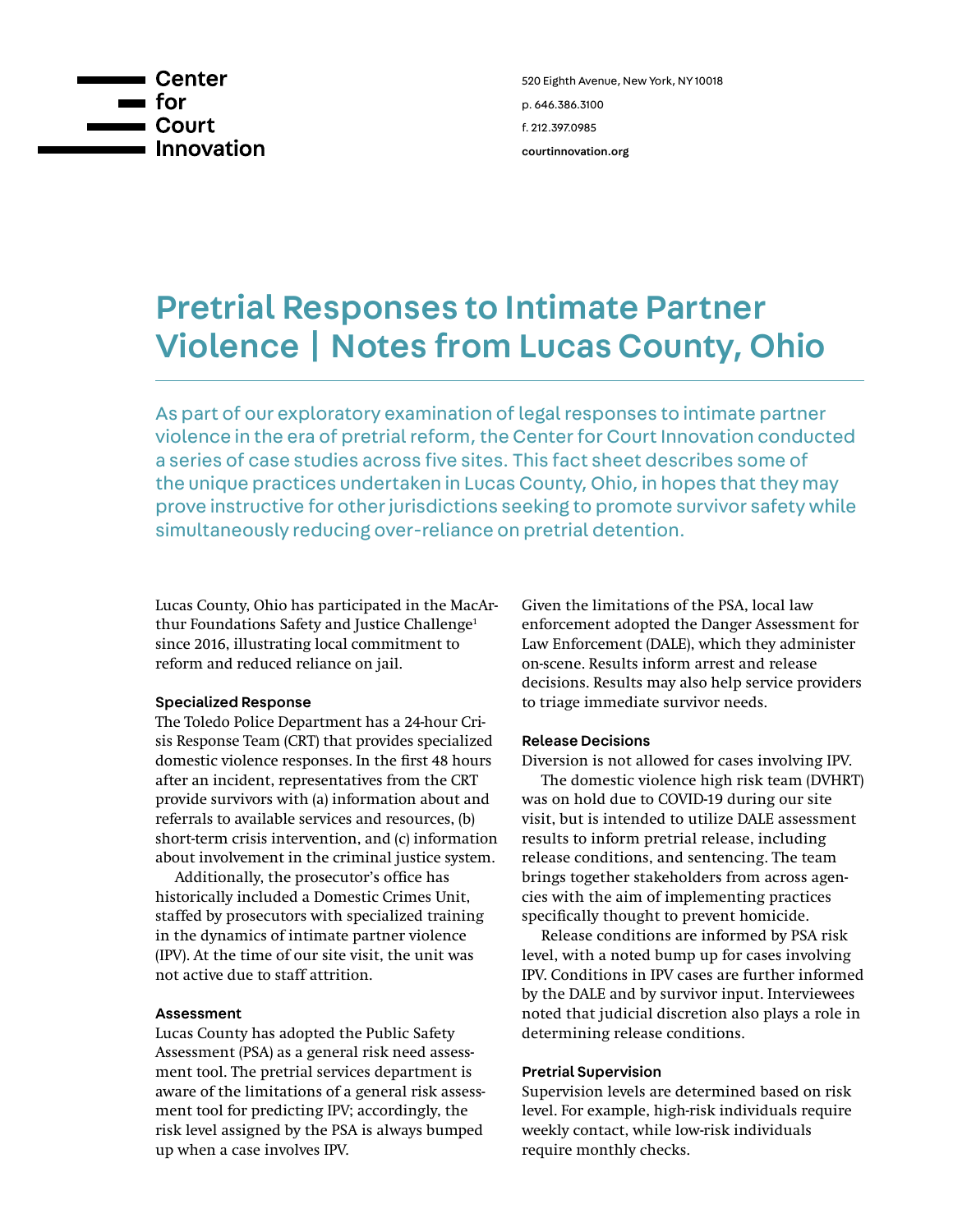Center for Court Innovation

520 Eighth Avenue, New York, NY 10018
p. 646.386.3100
f. 212.397.0985
courtinnovation.org

# Pretrial Responses to Intimate Partner Violence | Notes from Lucas County, Ohio

As part of our exploratory examination of legal responses to intimate partner violence in the era of pretrial reform, the Center for Court Innovation conducted a series of case studies across five sites. This fact sheet describes some of the unique practices undertaken in Lucas County, Ohio, in hopes that they may prove instructive for other jurisdictions seeking to promote survivor safety while simultaneously reducing over-reliance on pretrial detention.

Lucas County, Ohio has participated in the MacArthur Foundations Safety and Justice Challenge[1] since 2016, illustrating local commitment to reform and reduced reliance on jail.

### Specialized Response

The Toledo Police Department has a 24-hour Crisis Response Team (CRT) that provides specialized domestic violence responses. In the first 48 hours after an incident, representatives from the CRT provide survivors with (a) information about and referrals to available services and resources, (b) short-term crisis intervention, and (c) information about involvement in the criminal justice system.

Additionally, the prosecutor's office has historically included a Domestic Crimes Unit, staffed by prosecutors with specialized training in the dynamics of intimate partner violence (IPV). At the time of our site visit, the unit was not active due to staff attrition.

### Assessment

Lucas County has adopted the Public Safety Assessment (PSA) as a general risk need assessment tool. The pretrial services department is aware of the limitations of a general risk assessment tool for predicting IPV; accordingly, the risk level assigned by the PSA is always bumped up when a case involves IPV.

Given the limitations of the PSA, local law enforcement adopted the Danger Assessment for Law Enforcement (DALE), which they administer on-scene. Results inform arrest and release decisions. Results may also help service providers to triage immediate survivor needs.

### Release Decisions

Diversion is not allowed for cases involving IPV.

The domestic violence high risk team (DVHRT) was on hold due to COVID-19 during our site visit, but is intended to utilize DALE assessment results to inform pretrial release, including release conditions, and sentencing. The team brings together stakeholders from across agencies with the aim of implementing practices specifically thought to prevent homicide.

Release conditions are informed by PSA risk level, with a noted bump up for cases involving IPV. Conditions in IPV cases are further informed by the DALE and by survivor input. Interviewees noted that judicial discretion also plays a role in determining release conditions.

### Pretrial Supervision

Supervision levels are determined based on risk level. For example, high-risk individuals require weekly contact, while low-risk individuals require monthly checks.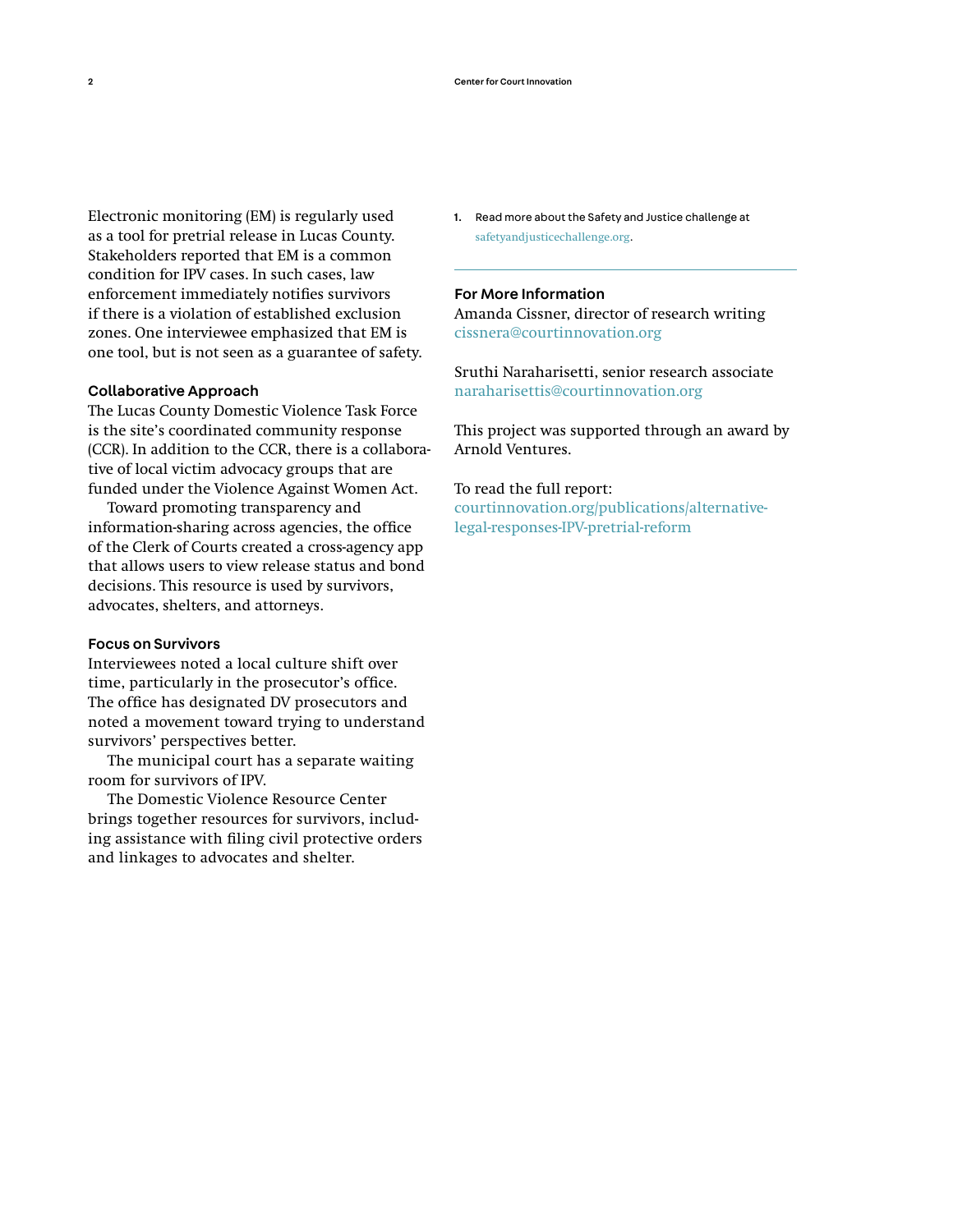Electronic monitoring (EM) is regularly used as a tool for pretrial release in Lucas County. Stakeholders reported that EM is a common condition for IPV cases. In such cases, law enforcement immediately notifies survivors if there is a violation of established exclusion zones. One interviewee emphasized that EM is one tool, but is not seen as a guarantee of safety.

### Collaborative Approach

The Lucas County Domestic Violence Task Force is the site's coordinated community response (CCR). In addition to the CCR, there is a collaborative of local victim advocacy groups that are funded under the Violence Against Women Act.

Toward promoting transparency and information-sharing across agencies, the office of the Clerk of Courts created a cross-agency app that allows users to view release status and bond decisions. This resource is used by survivors, advocates, shelters, and attorneys.

### Focus on Survivors

Interviewees noted a local culture shift over time, particularly in the prosecutor's office. The office has designated DV prosecutors and noted a movement toward trying to understand survivors' perspectives better.

The municipal court has a separate waiting room for survivors of IPV.

The Domestic Violence Resource Center brings together resources for survivors, including assistance with filing civil protective orders and linkages to advocates and shelter.

1. Read more about the Safety and Justice challenge at safetyandjusticechallenge.org.

---

### For More Information

Amanda Cissner, director of research writing
cissnera@courtinnovation.org

Sruthi Naraharisetti, senior research associate
naraharisettis@courtinnovation.org

This project was supported through an award by Arnold Ventures.

To read the full report:
courtinnovation.org/publications/alternative-legal-responses-IPV-pretrial-reform